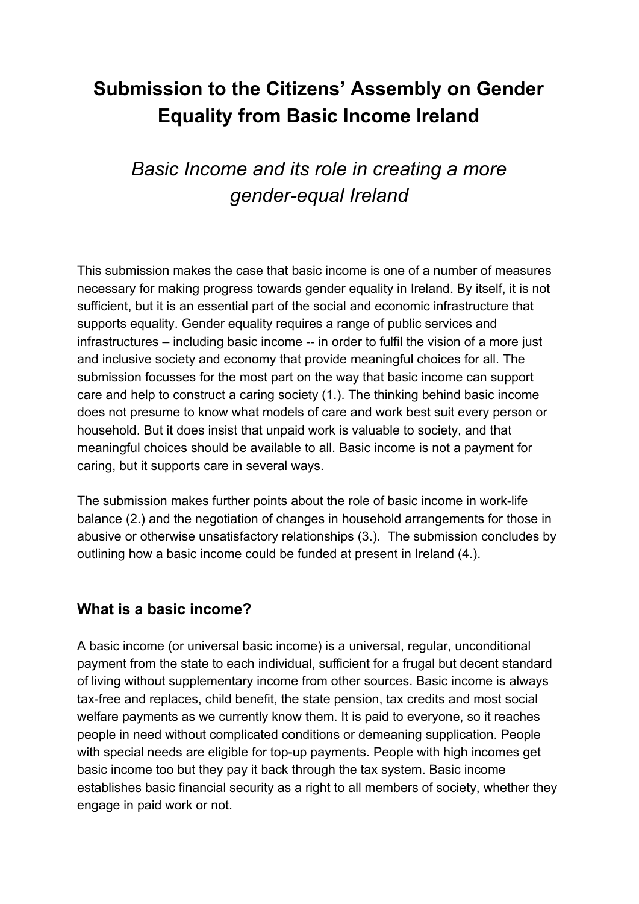# Submission to the Citizens' Assembly on Gender Equality from Basic Income Ireland

## *Basic Income and its role in creating a more gender-equal Ireland*

This submission makes the case that basic income is one of a number of measures necessary for making progress towards gender equality in Ireland. By itself, it is not sufficient, but it is an essential part of the social and economic infrastructure that supports equality. Gender equality requires a range of public services and infrastructures – including basic income -- in order to fulfil the vision of a more just and inclusive society and economy that provide meaningful choices for all. The submission focusses for the most part on the way that basic income can support care and help to construct a caring society (1.). The thinking behind basic income does not presume to know what models of care and work best suit every person or household. But it does insist that unpaid work is valuable to society, and that meaningful choices should be available to all. Basic income is not a payment for caring, but it supports care in several ways.

The submission makes further points about the role of basic income in work-life balance (2.) and the negotiation of changes in household arrangements for those in abusive or otherwise unsatisfactory relationships (3.). The submission concludes by outlining how a basic income could be funded at present in Ireland (4.).

### What is a basic income?

A basic income (or universal basic income) is a universal, regular, unconditional payment from the state to each individual, sufficient for a frugal but decent standard of living without supplementary income from other sources. Basic income is always tax-free and replaces, child benefit, the state pension, tax credits and most social welfare payments as we currently know them. It is paid to everyone, so it reaches people in need without complicated conditions or demeaning supplication. People with special needs are eligible for top-up payments. People with high incomes get basic income too but they pay it back through the tax system. Basic income establishes basic financial security as a right to all members of society, whether they engage in paid work or not.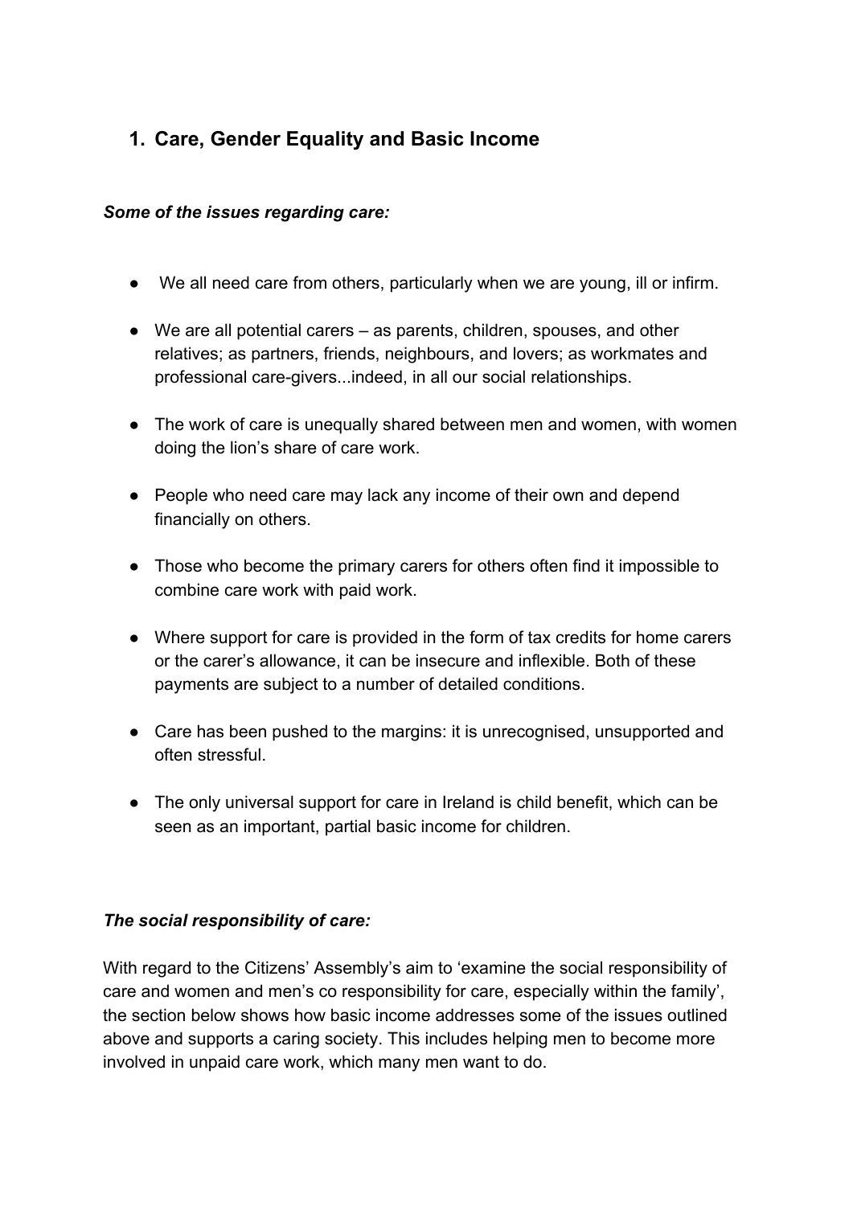## 1. Care, Gender Equality and Basic Income

***Some of the issues regarding care:***

- We all need care from others, particularly when we are young, ill or infirm.
- We are all potential carers – as parents, children, spouses, and other relatives; as partners, friends, neighbours, and lovers; as workmates and professional care-givers...indeed, in all our social relationships.
- The work of care is unequally shared between men and women, with women doing the lion's share of care work.
- People who need care may lack any income of their own and depend financially on others.
- Those who become the primary carers for others often find it impossible to combine care work with paid work.
- Where support for care is provided in the form of tax credits for home carers or the carer's allowance, it can be insecure and inflexible. Both of these payments are subject to a number of detailed conditions.
- Care has been pushed to the margins: it is unrecognised, unsupported and often stressful.
- The only universal support for care in Ireland is child benefit, which can be seen as an important, partial basic income for children.

***The social responsibility of care:***

With regard to the Citizens' Assembly's aim to 'examine the social responsibility of care and women and men's co responsibility for care, especially within the family', the section below shows how basic income addresses some of the issues outlined above and supports a caring society. This includes helping men to become more involved in unpaid care work, which many men want to do.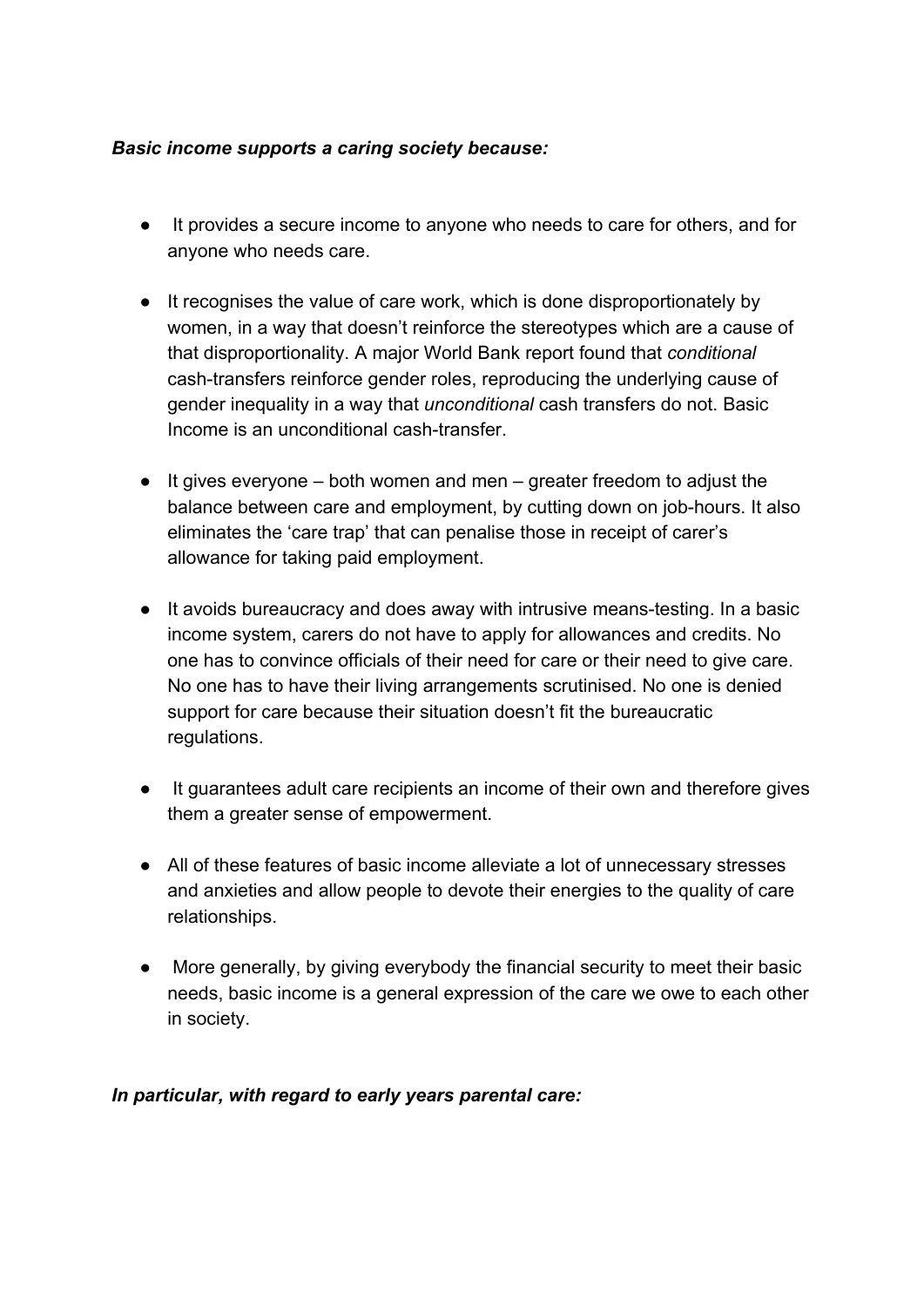***Basic income supports a caring society because:***

- It provides a secure income to anyone who needs to care for others, and for anyone who needs care.

- It recognises the value of care work, which is done disproportionately by women, in a way that doesn't reinforce the stereotypes which are a cause of that disproportionality. A major World Bank report found that *conditional* cash-transfers reinforce gender roles, reproducing the underlying cause of gender inequality in a way that *unconditional* cash transfers do not. Basic Income is an unconditional cash-transfer.

- It gives everyone – both women and men – greater freedom to adjust the balance between care and employment, by cutting down on job-hours. It also eliminates the 'care trap' that can penalise those in receipt of carer's allowance for taking paid employment.

- It avoids bureaucracy and does away with intrusive means-testing. In a basic income system, carers do not have to apply for allowances and credits. No one has to convince officials of their need for care or their need to give care. No one has to have their living arrangements scrutinised. No one is denied support for care because their situation doesn't fit the bureaucratic regulations.

- It guarantees adult care recipients an income of their own and therefore gives them a greater sense of empowerment.

- All of these features of basic income alleviate a lot of unnecessary stresses and anxieties and allow people to devote their energies to the quality of care relationships.

- More generally, by giving everybody the financial security to meet their basic needs, basic income is a general expression of the care we owe to each other in society.

***In particular, with regard to early years parental care:***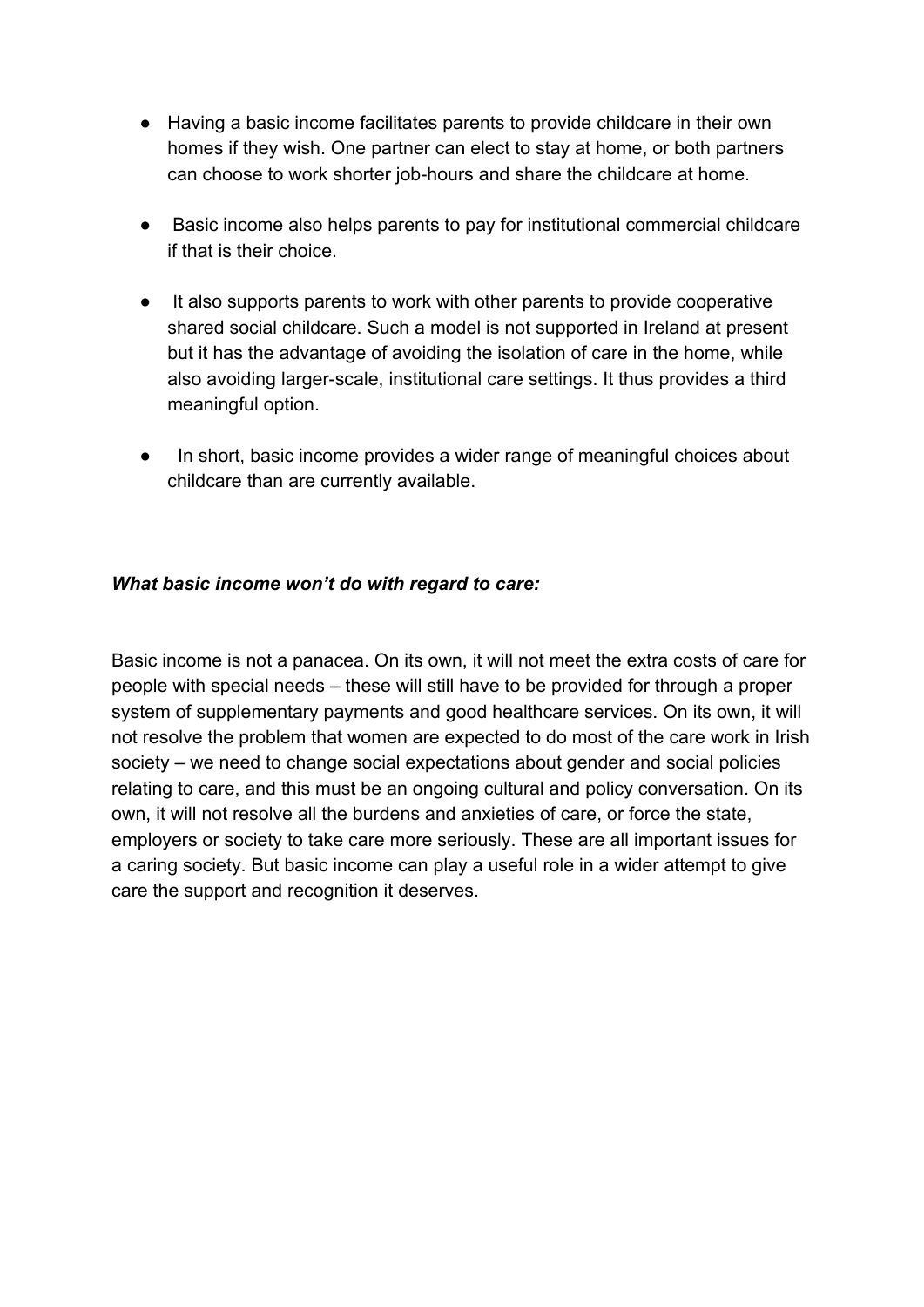- Having a basic income facilitates parents to provide childcare in their own homes if they wish. One partner can elect to stay at home, or both partners can choose to work shorter job-hours and share the childcare at home.

- Basic income also helps parents to pay for institutional commercial childcare if that is their choice.

- It also supports parents to work with other parents to provide cooperative shared social childcare. Such a model is not supported in Ireland at present but it has the advantage of avoiding the isolation of care in the home, while also avoiding larger-scale, institutional care settings. It thus provides a third meaningful option.

- In short, basic income provides a wider range of meaningful choices about childcare than are currently available.

***What basic income won't do with regard to care:***

Basic income is not a panacea. On its own, it will not meet the extra costs of care for people with special needs – these will still have to be provided for through a proper system of supplementary payments and good healthcare services. On its own, it will not resolve the problem that women are expected to do most of the care work in Irish society – we need to change social expectations about gender and social policies relating to care, and this must be an ongoing cultural and policy conversation. On its own, it will not resolve all the burdens and anxieties of care, or force the state, employers or society to take care more seriously. These are all important issues for a caring society. But basic income can play a useful role in a wider attempt to give care the support and recognition it deserves.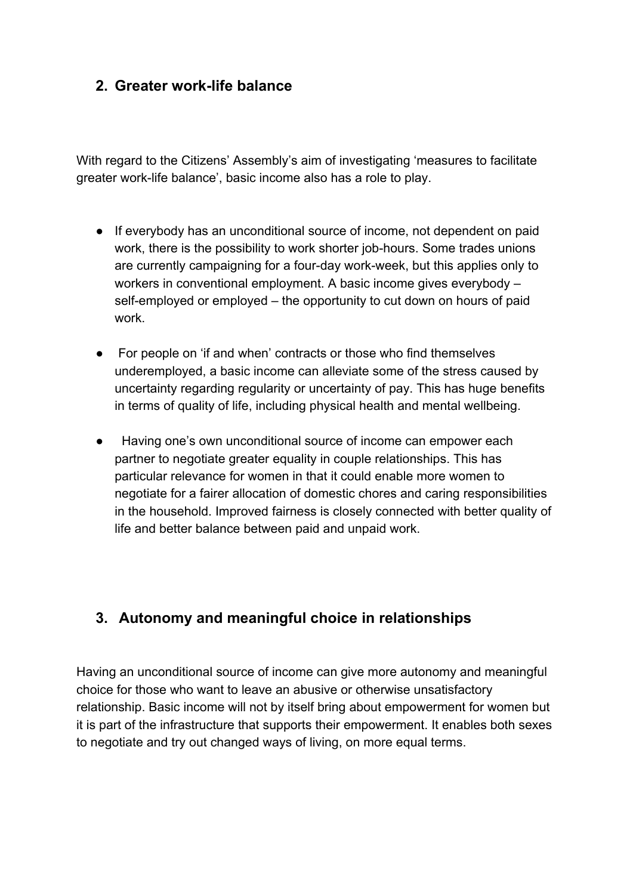## 2. Greater work-life balance

With regard to the Citizens' Assembly's aim of investigating 'measures to facilitate greater work-life balance', basic income also has a role to play.

- If everybody has an unconditional source of income, not dependent on paid work, there is the possibility to work shorter job-hours. Some trades unions are currently campaigning for a four-day work-week, but this applies only to workers in conventional employment. A basic income gives everybody – self-employed or employed – the opportunity to cut down on hours of paid work.
- For people on 'if and when' contracts or those who find themselves underemployed, a basic income can alleviate some of the stress caused by uncertainty regarding regularity or uncertainty of pay. This has huge benefits in terms of quality of life, including physical health and mental wellbeing.
- Having one's own unconditional source of income can empower each partner to negotiate greater equality in couple relationships. This has particular relevance for women in that it could enable more women to negotiate for a fairer allocation of domestic chores and caring responsibilities in the household. Improved fairness is closely connected with better quality of life and better balance between paid and unpaid work.

## 3. Autonomy and meaningful choice in relationships

Having an unconditional source of income can give more autonomy and meaningful choice for those who want to leave an abusive or otherwise unsatisfactory relationship. Basic income will not by itself bring about empowerment for women but it is part of the infrastructure that supports their empowerment. It enables both sexes to negotiate and try out changed ways of living, on more equal terms.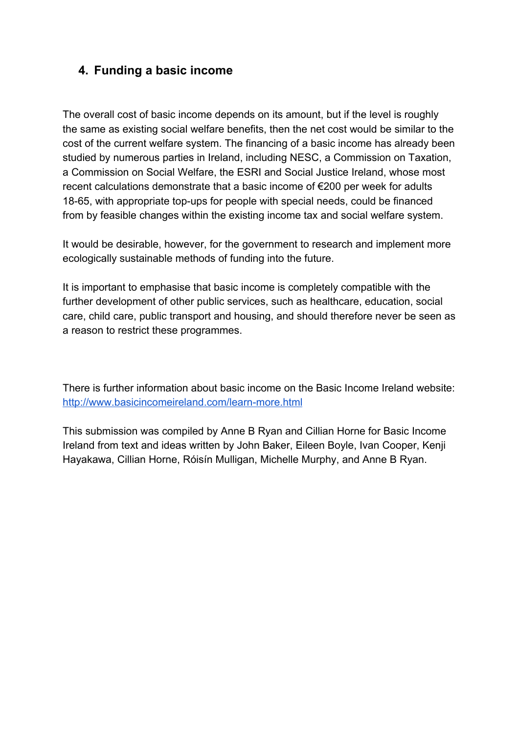## 4. Funding a basic income

The overall cost of basic income depends on its amount, but if the level is roughly the same as existing social welfare benefits, then the net cost would be similar to the cost of the current welfare system. The financing of a basic income has already been studied by numerous parties in Ireland, including NESC, a Commission on Taxation, a Commission on Social Welfare, the ESRI and Social Justice Ireland, whose most recent calculations demonstrate that a basic income of €200 per week for adults 18-65, with appropriate top-ups for people with special needs, could be financed from by feasible changes within the existing income tax and social welfare system.

It would be desirable, however, for the government to research and implement more ecologically sustainable methods of funding into the future.

It is important to emphasise that basic income is completely compatible with the further development of other public services, such as healthcare, education, social care, child care, public transport and housing, and should therefore never be seen as a reason to restrict these programmes.

There is further information about basic income on the Basic Income Ireland website: [http://www.basicincomeireland.com/learn-more.html](http://www.basicincomeireland.com/learn-more.html)

This submission was compiled by Anne B Ryan and Cillian Horne for Basic Income Ireland from text and ideas written by John Baker, Eileen Boyle, Ivan Cooper, Kenji Hayakawa, Cillian Horne, Róisín Mulligan, Michelle Murphy, and Anne B Ryan.